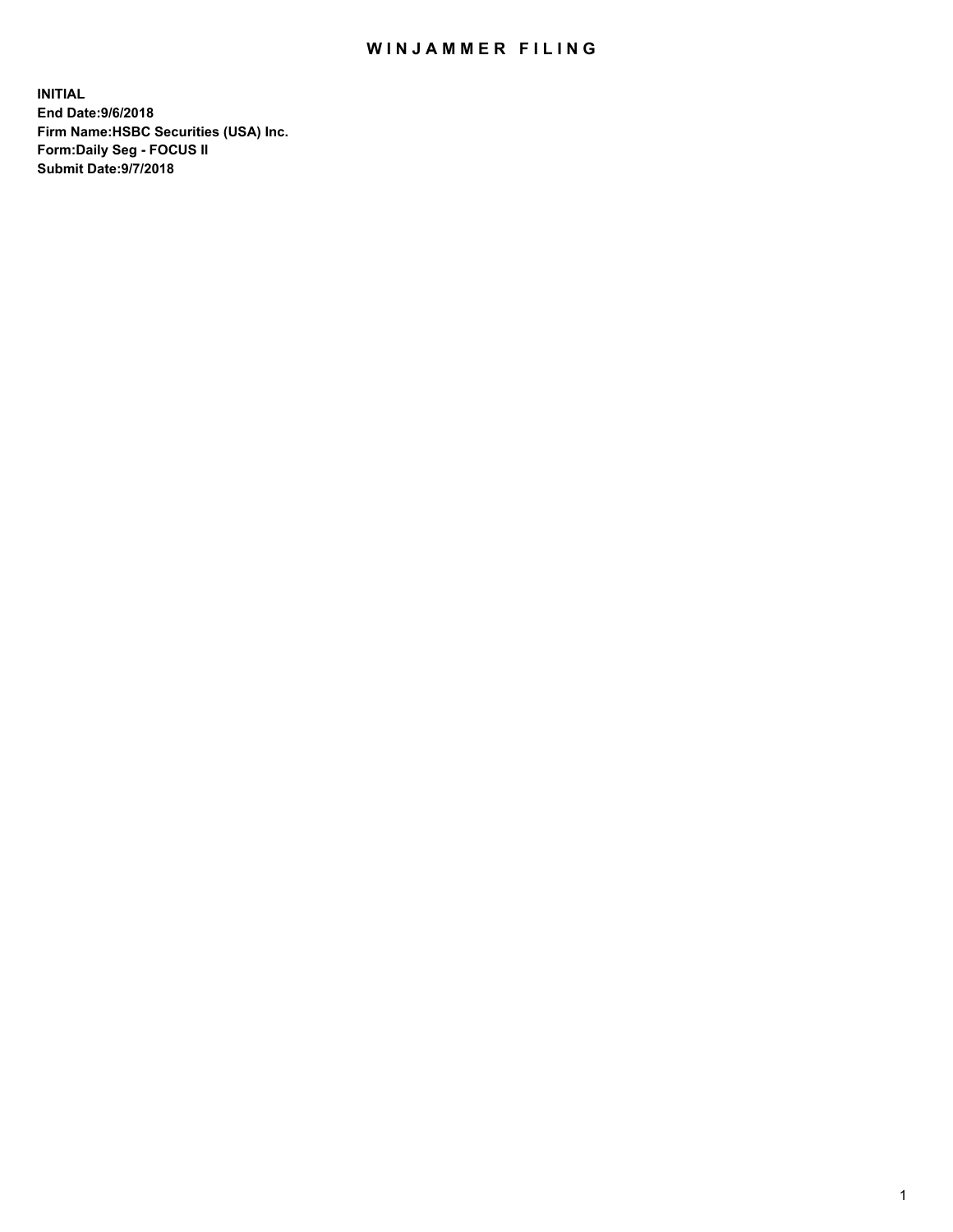# WINJAMMER FILING

**INITIAL**
**End Date:9/6/2018**
**Firm Name:HSBC Securities (USA) Inc.**
**Form:Daily Seg - FOCUS II**
**Submit Date:9/7/2018**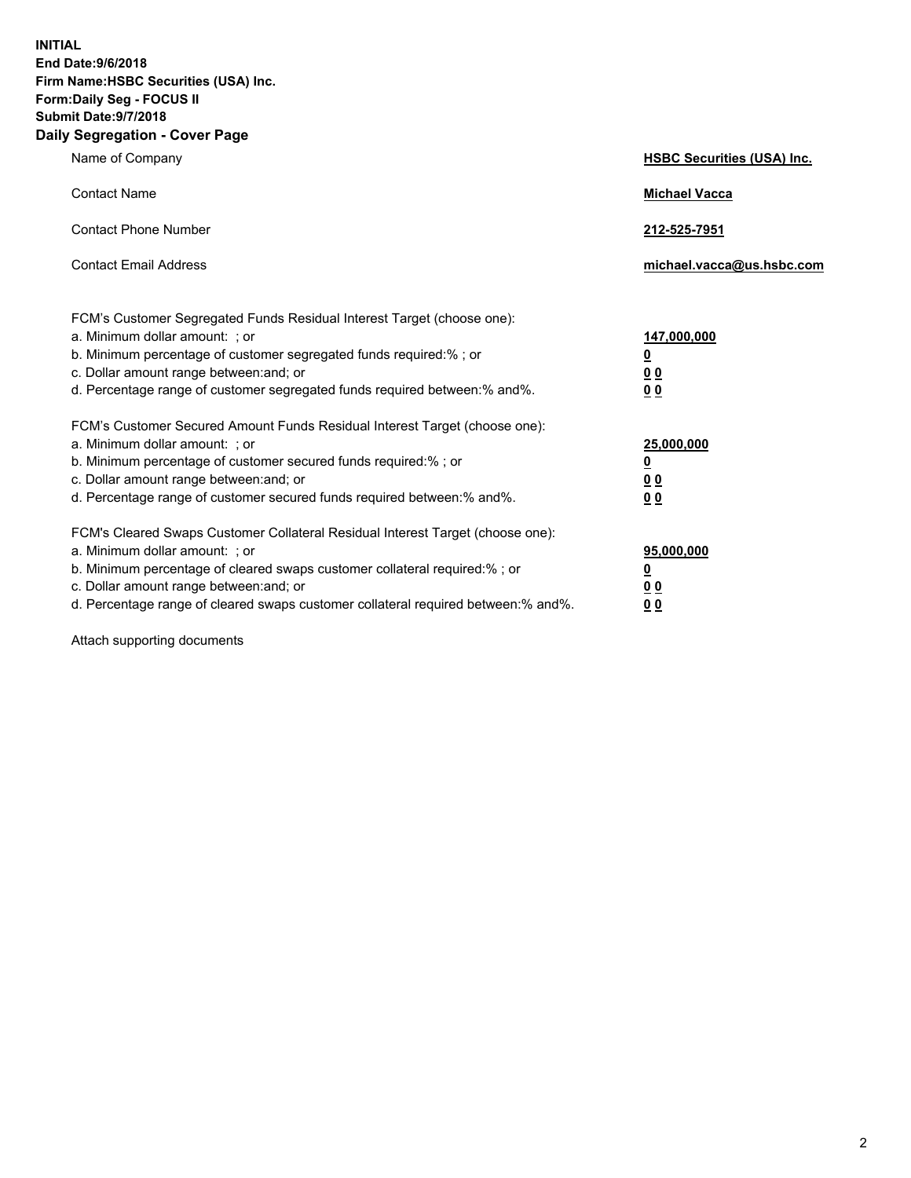**INITIAL**
**End Date:9/6/2018**
**Firm Name:HSBC Securities (USA) Inc.**
**Form:Daily Seg - FOCUS II**
**Submit Date:9/7/2018**

## Daily Segregation - Cover Page

| | |
|---|---|
| Name of Company | **HSBC Securities (USA) Inc.** |
| Contact Name | **Michael Vacca** |
| Contact Phone Number | **212-525-7951** |
| Contact Email Address | **michael.vacca@us.hsbc.com** |

| | |
|---|---|
| FCM's Customer Segregated Funds Residual Interest Target (choose one): | |
| a. Minimum dollar amount: ; or | **147,000,000** |
| b. Minimum percentage of customer segregated funds required:% ; or | **0** |
| c. Dollar amount range between:and; or | **0 0** |
| d. Percentage range of customer segregated funds required between:% and%. | **0 0** |
| FCM's Customer Secured Amount Funds Residual Interest Target (choose one): | |
| a. Minimum dollar amount: ; or | **25,000,000** |
| b. Minimum percentage of customer secured funds required:% ; or | **0** |
| c. Dollar amount range between:and; or | **0 0** |
| d. Percentage range of customer secured funds required between:% and%. | **0 0** |
| FCM's Cleared Swaps Customer Collateral Residual Interest Target (choose one): | |
| a. Minimum dollar amount: ; or | **95,000,000** |
| b. Minimum percentage of cleared swaps customer collateral required:% ; or | **0** |
| c. Dollar amount range between:and; or | **0 0** |
| d. Percentage range of cleared swaps customer collateral required between:% and%. | **0 0** |

Attach supporting documents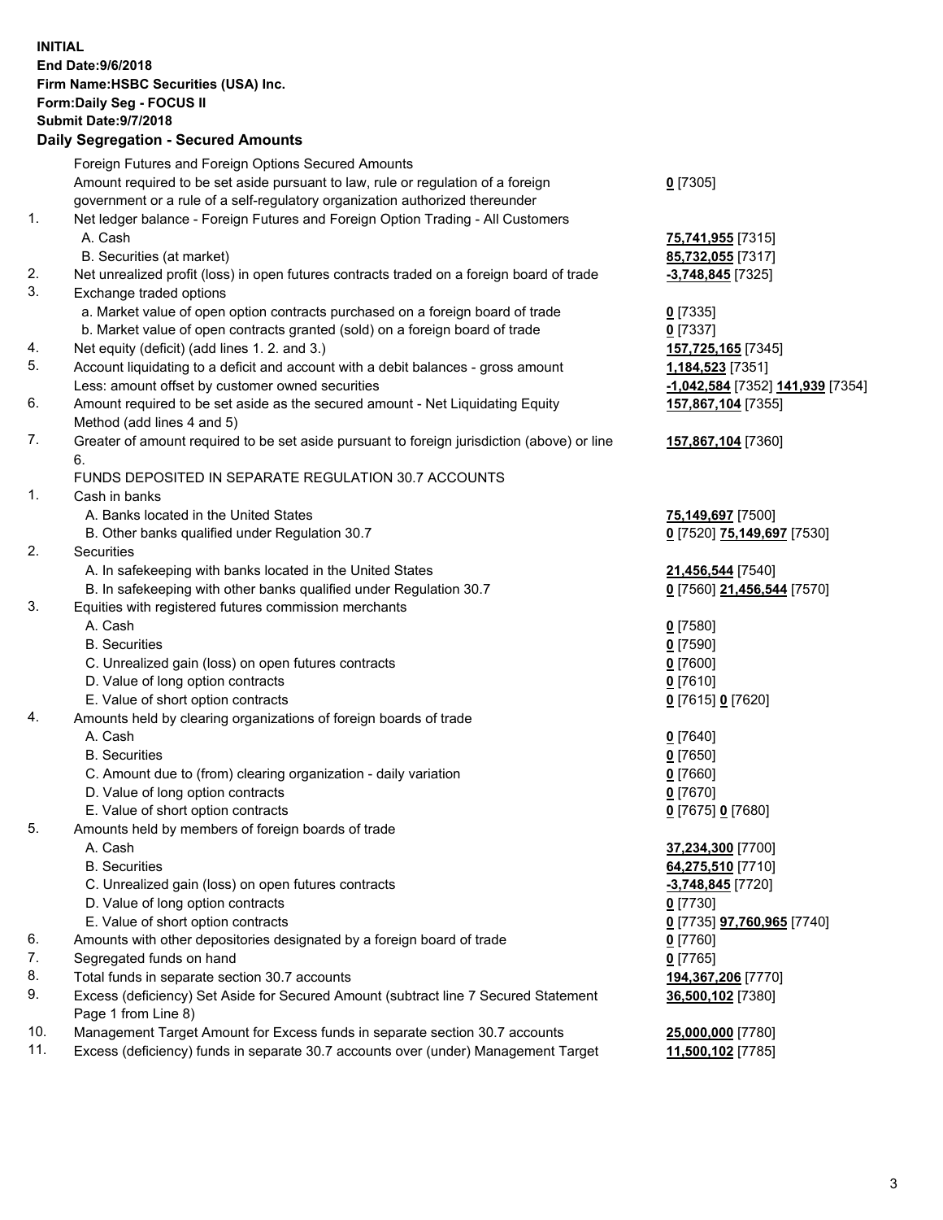**INITIAL**
**End Date:9/6/2018**
**Firm Name:HSBC Securities (USA) Inc.**
**Form:Daily Seg - FOCUS II**
**Submit Date:9/7/2018**

## Daily Segregation - Secured Amounts

| | | |
|---|---|---|
| | Foreign Futures and Foreign Options Secured Amounts | |
| | Amount required to be set aside pursuant to law, rule or regulation of a foreign government or a rule of a self-regulatory organization authorized thereunder | **0** [7305] |
| 1. | Net ledger balance - Foreign Futures and Foreign Option Trading - All Customers | |
| | A. Cash | **75,741,955** [7315] |
| | B. Securities (at market) | **85,732,055** [7317] |
| 2. | Net unrealized profit (loss) in open futures contracts traded on a foreign board of trade | **-3,748,845** [7325] |
| 3. | Exchange traded options | |
| | a. Market value of open option contracts purchased on a foreign board of trade | **0** [7335] |
| | b. Market value of open contracts granted (sold) on a foreign board of trade | **0** [7337] |
| 4. | Net equity (deficit) (add lines 1. 2. and 3.) | **157,725,165** [7345] |
| 5. | Account liquidating to a deficit and account with a debit balances - gross amount | **1,184,523** [7351] |
| | Less: amount offset by customer owned securities | **-1,042,584** [7352] **141,939** [7354] |
| 6. | Amount required to be set aside as the secured amount - Net Liquidating Equity Method (add lines 4 and 5) | **157,867,104** [7355] |
| 7. | Greater of amount required to be set aside pursuant to foreign jurisdiction (above) or line 6. | **157,867,104** [7360] |
| | FUNDS DEPOSITED IN SEPARATE REGULATION 30.7 ACCOUNTS | |
| 1. | Cash in banks | |
| | A. Banks located in the United States | **75,149,697** [7500] |
| | B. Other banks qualified under Regulation 30.7 | **0** [7520] **75,149,697** [7530] |
| 2. | Securities | |
| | A. In safekeeping with banks located in the United States | **21,456,544** [7540] |
| | B. In safekeeping with other banks qualified under Regulation 30.7 | **0** [7560] **21,456,544** [7570] |
| 3. | Equities with registered futures commission merchants | |
| | A. Cash | **0** [7580] |
| | B. Securities | **0** [7590] |
| | C. Unrealized gain (loss) on open futures contracts | **0** [7600] |
| | D. Value of long option contracts | **0** [7610] |
| | E. Value of short option contracts | **0** [7615] **0** [7620] |
| 4. | Amounts held by clearing organizations of foreign boards of trade | |
| | A. Cash | **0** [7640] |
| | B. Securities | **0** [7650] |
| | C. Amount due to (from) clearing organization - daily variation | **0** [7660] |
| | D. Value of long option contracts | **0** [7670] |
| | E. Value of short option contracts | **0** [7675] **0** [7680] |
| 5. | Amounts held by members of foreign boards of trade | |
| | A. Cash | **37,234,300** [7700] |
| | B. Securities | **64,275,510** [7710] |
| | C. Unrealized gain (loss) on open futures contracts | **-3,748,845** [7720] |
| | D. Value of long option contracts | **0** [7730] |
| | E. Value of short option contracts | **0** [7735] **97,760,965** [7740] |
| 6. | Amounts with other depositories designated by a foreign board of trade | **0** [7760] |
| 7. | Segregated funds on hand | **0** [7765] |
| 8. | Total funds in separate section 30.7 accounts | **194,367,206** [7770] |
| 9. | Excess (deficiency) Set Aside for Secured Amount (subtract line 7 Secured Statement Page 1 from Line 8) | **36,500,102** [7380] |
| 10. | Management Target Amount for Excess funds in separate section 30.7 accounts | **25,000,000** [7780] |
| 11. | Excess (deficiency) funds in separate 30.7 accounts over (under) Management Target | **11,500,102** [7785] |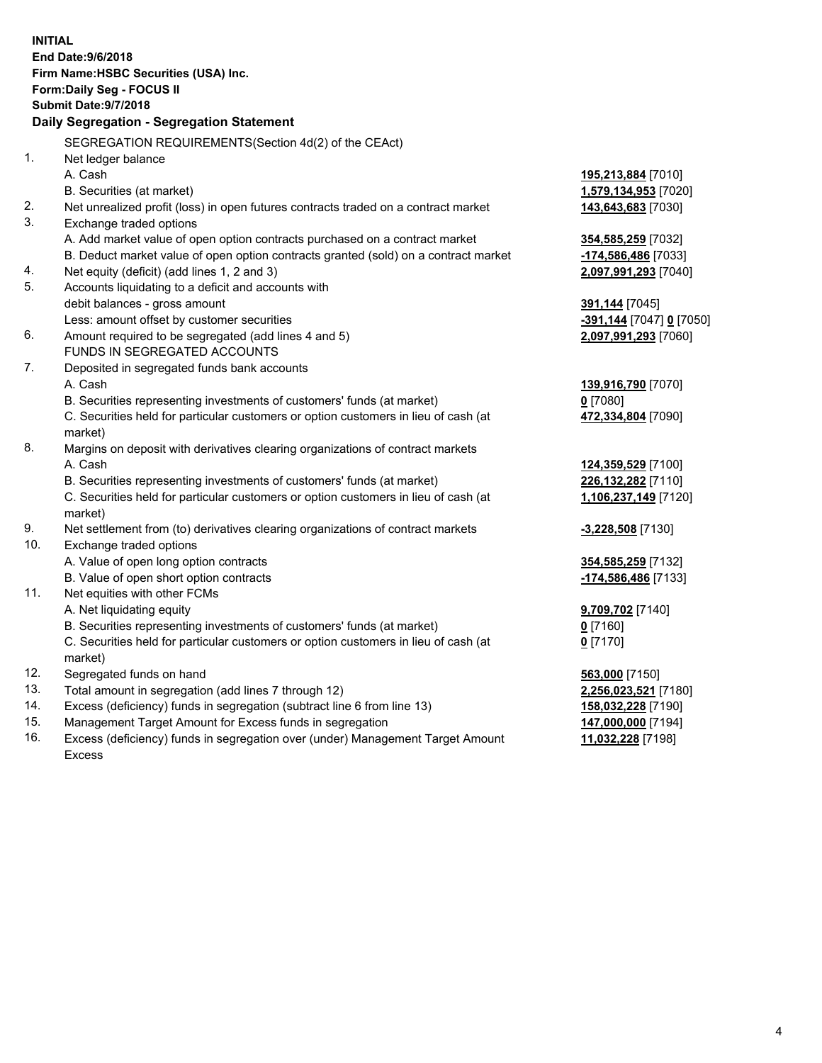**INITIAL**
**End Date:9/6/2018**
**Firm Name:HSBC Securities (USA) Inc.**
**Form:Daily Seg - FOCUS II**
**Submit Date:9/7/2018**

## Daily Segregation - Segregation Statement

SEGREGATION REQUIREMENTS(Section 4d(2) of the CEAct)

| | | |
|---|---|---|
| 1. | Net ledger balance | |
| | A. Cash | **195,213,884** [7010] |
| | B. Securities (at market) | **1,579,134,953** [7020] |
| 2. | Net unrealized profit (loss) in open futures contracts traded on a contract market | **143,643,683** [7030] |
| 3. | Exchange traded options | |
| | A. Add market value of open option contracts purchased on a contract market | **354,585,259** [7032] |
| | B. Deduct market value of open option contracts granted (sold) on a contract market | **-174,586,486** [7033] |
| 4. | Net equity (deficit) (add lines 1, 2 and 3) | **2,097,991,293** [7040] |
| 5. | Accounts liquidating to a deficit and accounts with | |
| | debit balances - gross amount | **391,144** [7045] |
| | Less: amount offset by customer securities | **-391,144** [7047] **0** [7050] |
| 6. | Amount required to be segregated (add lines 4 and 5) | **2,097,991,293** [7060] |
| | FUNDS IN SEGREGATED ACCOUNTS | |
| 7. | Deposited in segregated funds bank accounts | |
| | A. Cash | **139,916,790** [7070] |
| | B. Securities representing investments of customers' funds (at market) | **0** [7080] |
| | C. Securities held for particular customers or option customers in lieu of cash (at market) | **472,334,804** [7090] |
| 8. | Margins on deposit with derivatives clearing organizations of contract markets | |
| | A. Cash | **124,359,529** [7100] |
| | B. Securities representing investments of customers' funds (at market) | **226,132,282** [7110] |
| | C. Securities held for particular customers or option customers in lieu of cash (at market) | **1,106,237,149** [7120] |
| 9. | Net settlement from (to) derivatives clearing organizations of contract markets | **-3,228,508** [7130] |
| 10. | Exchange traded options | |
| | A. Value of open long option contracts | **354,585,259** [7132] |
| | B. Value of open short option contracts | **-174,586,486** [7133] |
| 11. | Net equities with other FCMs | |
| | A. Net liquidating equity | **9,709,702** [7140] |
| | B. Securities representing investments of customers' funds (at market) | **0** [7160] |
| | C. Securities held for particular customers or option customers in lieu of cash (at market) | **0** [7170] |
| 12. | Segregated funds on hand | **563,000** [7150] |
| 13. | Total amount in segregation (add lines 7 through 12) | **2,256,023,521** [7180] |
| 14. | Excess (deficiency) funds in segregation (subtract line 6 from line 13) | **158,032,228** [7190] |
| 15. | Management Target Amount for Excess funds in segregation | **147,000,000** [7194] |
| 16. | Excess (deficiency) funds in segregation over (under) Management Target Amount Excess | **11,032,228** [7198] |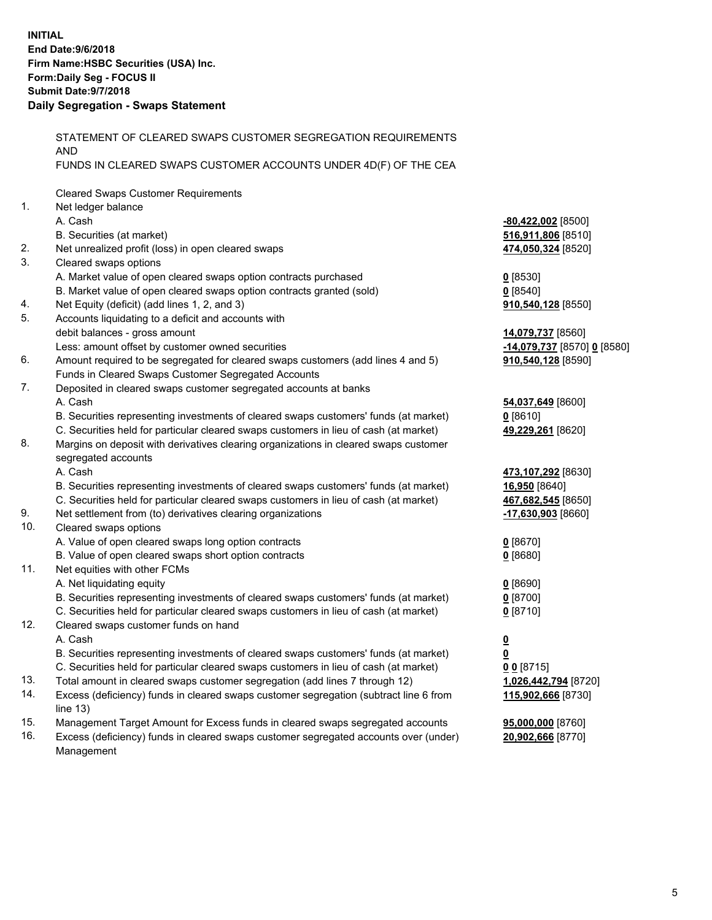**INITIAL**
**End Date:9/6/2018**
**Firm Name:HSBC Securities (USA) Inc.**
**Form:Daily Seg - FOCUS II**
**Submit Date:9/7/2018**
**Daily Segregation - Swaps Statement**

STATEMENT OF CLEARED SWAPS CUSTOMER SEGREGATION REQUIREMENTS AND FUNDS IN CLEARED SWAPS CUSTOMER ACCOUNTS UNDER 4D(F) OF THE CEA

| | | |
|---|---|---|
| | Cleared Swaps Customer Requirements | |
| 1. | Net ledger balance | |
| | A. Cash | **-80,422,002** [8500] |
| | B. Securities (at market) | **516,911,806** [8510] |
| 2. | Net unrealized profit (loss) in open cleared swaps | **474,050,324** [8520] |
| 3. | Cleared swaps options | |
| | A. Market value of open cleared swaps option contracts purchased | **0** [8530] |
| | B. Market value of open cleared swaps option contracts granted (sold) | **0** [8540] |
| 4. | Net Equity (deficit) (add lines 1, 2, and 3) | **910,540,128** [8550] |
| 5. | Accounts liquidating to a deficit and accounts with debit balances - gross amount | **14,079,737** [8560] |
| | Less: amount offset by customer owned securities | **-14,079,737** [8570] **0** [8580] |
| 6. | Amount required to be segregated for cleared swaps customers (add lines 4 and 5) | **910,540,128** [8590] |
| | Funds in Cleared Swaps Customer Segregated Accounts | |
| 7. | Deposited in cleared swaps customer segregated accounts at banks | |
| | A. Cash | **54,037,649** [8600] |
| | B. Securities representing investments of cleared swaps customers' funds (at market) | **0** [8610] |
| | C. Securities held for particular cleared swaps customers in lieu of cash (at market) | **49,229,261** [8620] |
| 8. | Margins on deposit with derivatives clearing organizations in cleared swaps customer segregated accounts | |
| | A. Cash | **473,107,292** [8630] |
| | B. Securities representing investments of cleared swaps customers' funds (at market) | **16,950** [8640] |
| | C. Securities held for particular cleared swaps customers in lieu of cash (at market) | **467,682,545** [8650] |
| 9. | Net settlement from (to) derivatives clearing organizations | **-17,630,903** [8660] |
| 10. | Cleared swaps options | |
| | A. Value of open cleared swaps long option contracts | **0** [8670] |
| | B. Value of open cleared swaps short option contracts | **0** [8680] |
| 11. | Net equities with other FCMs | |
| | A. Net liquidating equity | **0** [8690] |
| | B. Securities representing investments of cleared swaps customers' funds (at market) | **0** [8700] |
| | C. Securities held for particular cleared swaps customers in lieu of cash (at market) | **0** [8710] |
| 12. | Cleared swaps customer funds on hand | |
| | A. Cash | **0** |
| | B. Securities representing investments of cleared swaps customers' funds (at market) | **0** |
| | C. Securities held for particular cleared swaps customers in lieu of cash (at market) | **0** **0** [8715] |
| 13. | Total amount in cleared swaps customer segregation (add lines 7 through 12) | **1,026,442,794** [8720] |
| 14. | Excess (deficiency) funds in cleared swaps customer segregation (subtract line 6 from line 13) | **115,902,666** [8730] |
| 15. | Management Target Amount for Excess funds in cleared swaps segregated accounts | **95,000,000** [8760] |
| 16. | Excess (deficiency) funds in cleared swaps customer segregated accounts over (under) Management | **20,902,666** [8770] |